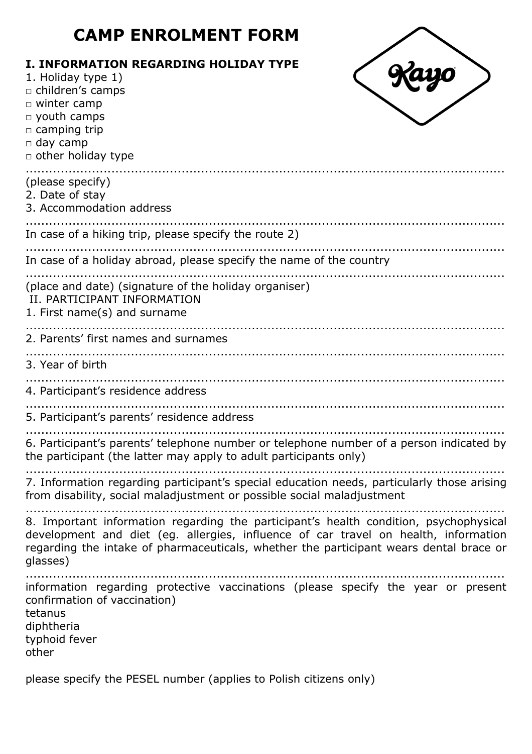# CAMP ENROLMENT FORM

**I. INFORMATION REGARDING HOLIDAY TYPE**

1. Holiday type 1)
   - □ children's camps
   - □ winter camp
   - □ youth camps
   - □ camping trip
   - □ day camp
   - □ other holiday type

.............................................................................................................................

(please specify)

2. Date of stay
3. Accommodation address

.............................................................................................................................

In case of a hiking trip, please specify the route 2)

.............................................................................................................................

In case of a holiday abroad, please specify the name of the country

.............................................................................................................................

(place and date) (signature of the holiday organiser)

II. PARTICIPANT INFORMATION

1. First name(s) and surname

.............................................................................................................................

2. Parents' first names and surnames

.............................................................................................................................

3. Year of birth

.............................................................................................................................

4. Participant's residence address

.............................................................................................................................

5. Participant's parents' residence address

.............................................................................................................................

6. Participant's parents' telephone number or telephone number of a person indicated by the participant (the latter may apply to adult participants only)

.............................................................................................................................

7. Information regarding participant's special education needs, particularly those arising from disability, social maladjustment or possible social maladjustment

.............................................................................................................................

8. Important information regarding the participant's health condition, psychophysical development and diet (eg. allergies, influence of car travel on health, information regarding the intake of pharmaceuticals, whether the participant wears dental brace or glasses)

.............................................................................................................................

information regarding protective vaccinations (please specify the year or present confirmation of vaccination)

tetanus

diphtheria

typhoid fever

other

please specify the PESEL number (applies to Polish citizens only)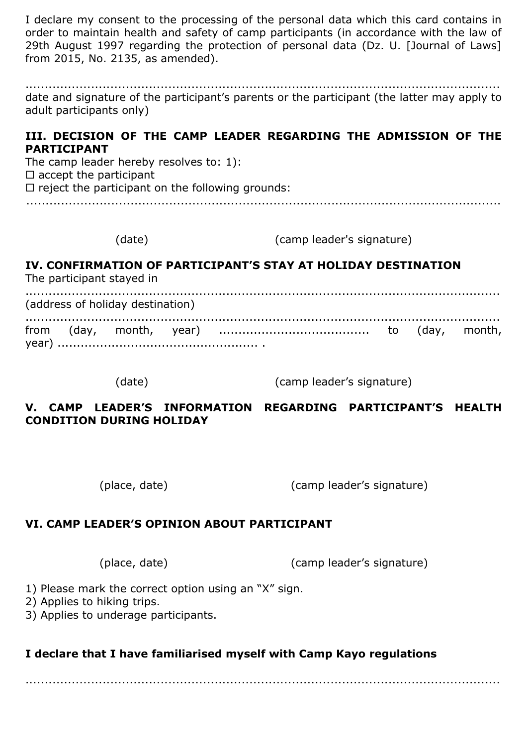I declare my consent to the processing of the personal data which this card contains in order to maintain health and safety of camp participants (in accordance with the law of 29th August 1997 regarding the protection of personal data (Dz. U. [Journal of Laws] from 2015, No. 2135, as amended).

...........................................................................................................................
date and signature of the participant's parents or the participant (the latter may apply to adult participants only)

**III. DECISION OF THE CAMP LEADER REGARDING THE ADMISSION OF THE PARTICIPANT**

The camp leader hereby resolves to: 1):

☐ accept the participant

☐ reject the participant on the following grounds:

...........................................................................................................................

(date) (camp leader's signature)

**IV. CONFIRMATION OF PARTICIPANT'S STAY AT HOLIDAY DESTINATION**

The participant stayed in

...........................................................................................................................
(address of holiday destination)

...........................................................................................................................
from (day, month, year) ....................................... to (day, month, year) .................................................... .

(date) (camp leader's signature)

**V. CAMP LEADER'S INFORMATION REGARDING PARTICIPANT'S HEALTH CONDITION DURING HOLIDAY**

(place, date) (camp leader's signature)

**VI. CAMP LEADER'S OPINION ABOUT PARTICIPANT**

(place, date) (camp leader's signature)

1) Please mark the correct option using an "X" sign.
2) Applies to hiking trips.
3) Applies to underage participants.

**I declare that I have familiarised myself with Camp Kayo regulations**

...........................................................................................................................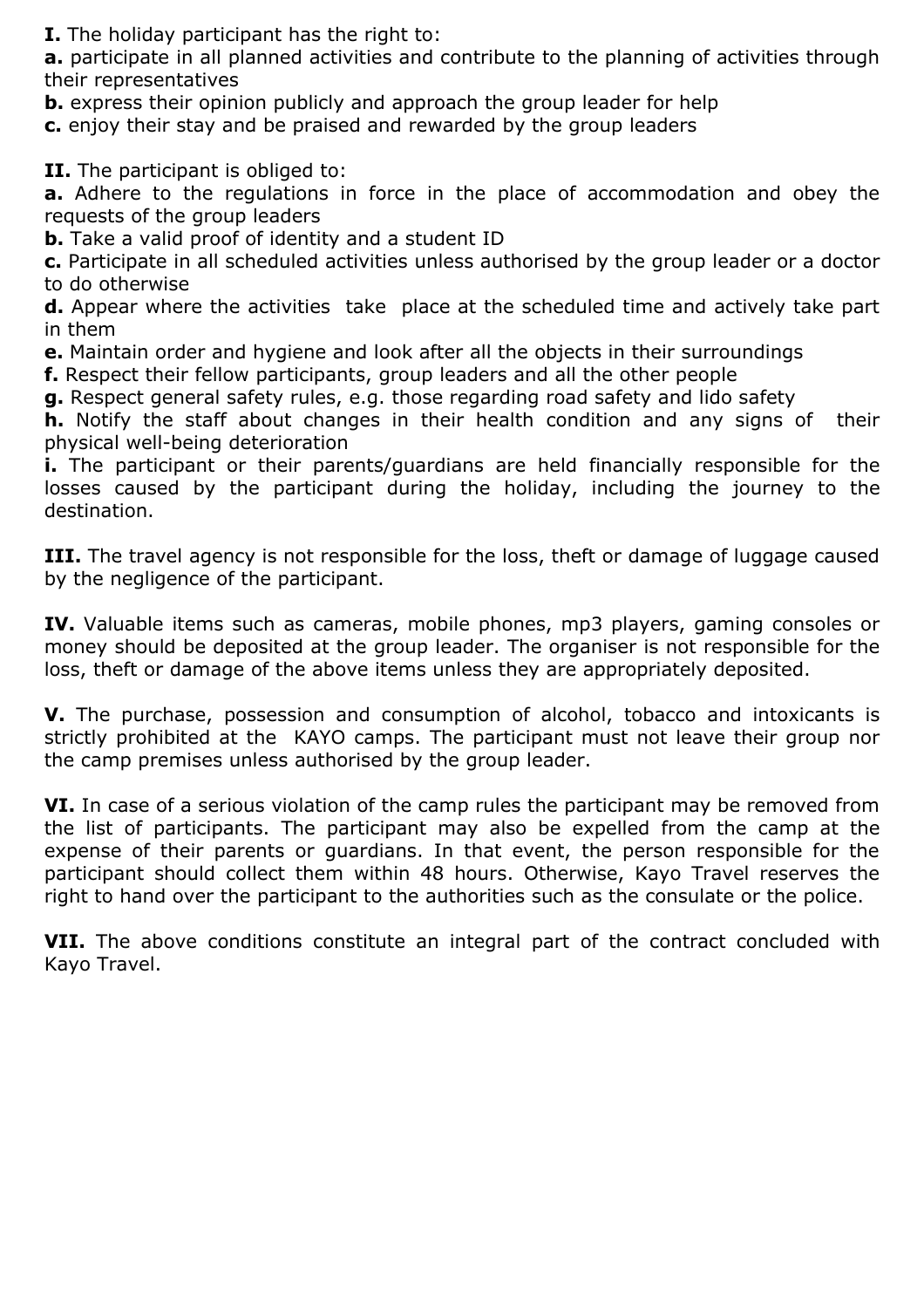**I.** The holiday participant has the right to:

**a.** participate in all planned activities and contribute to the planning of activities through their representatives

**b.** express their opinion publicly and approach the group leader for help

**c.** enjoy their stay and be praised and rewarded by the group leaders

**II.** The participant is obliged to:

**a.** Adhere to the regulations in force in the place of accommodation and obey the requests of the group leaders

**b.** Take a valid proof of identity and a student ID

**c.** Participate in all scheduled activities unless authorised by the group leader or a doctor to do otherwise

**d.** Appear where the activities take place at the scheduled time and actively take part in them

**e.** Maintain order and hygiene and look after all the objects in their surroundings

**f.** Respect their fellow participants, group leaders and all the other people

**g.** Respect general safety rules, e.g. those regarding road safety and lido safety

**h.** Notify the staff about changes in their health condition and any signs of their physical well-being deterioration

**i.** The participant or their parents/guardians are held financially responsible for the losses caused by the participant during the holiday, including the journey to the destination.

**III.** The travel agency is not responsible for the loss, theft or damage of luggage caused by the negligence of the participant.

**IV.** Valuable items such as cameras, mobile phones, mp3 players, gaming consoles or money should be deposited at the group leader. The organiser is not responsible for the loss, theft or damage of the above items unless they are appropriately deposited.

**V.** The purchase, possession and consumption of alcohol, tobacco and intoxicants is strictly prohibited at the KAYO camps. The participant must not leave their group nor the camp premises unless authorised by the group leader.

**VI.** In case of a serious violation of the camp rules the participant may be removed from the list of participants. The participant may also be expelled from the camp at the expense of their parents or guardians. In that event, the person responsible for the participant should collect them within 48 hours. Otherwise, Kayo Travel reserves the right to hand over the participant to the authorities such as the consulate or the police.

**VII.** The above conditions constitute an integral part of the contract concluded with Kayo Travel.